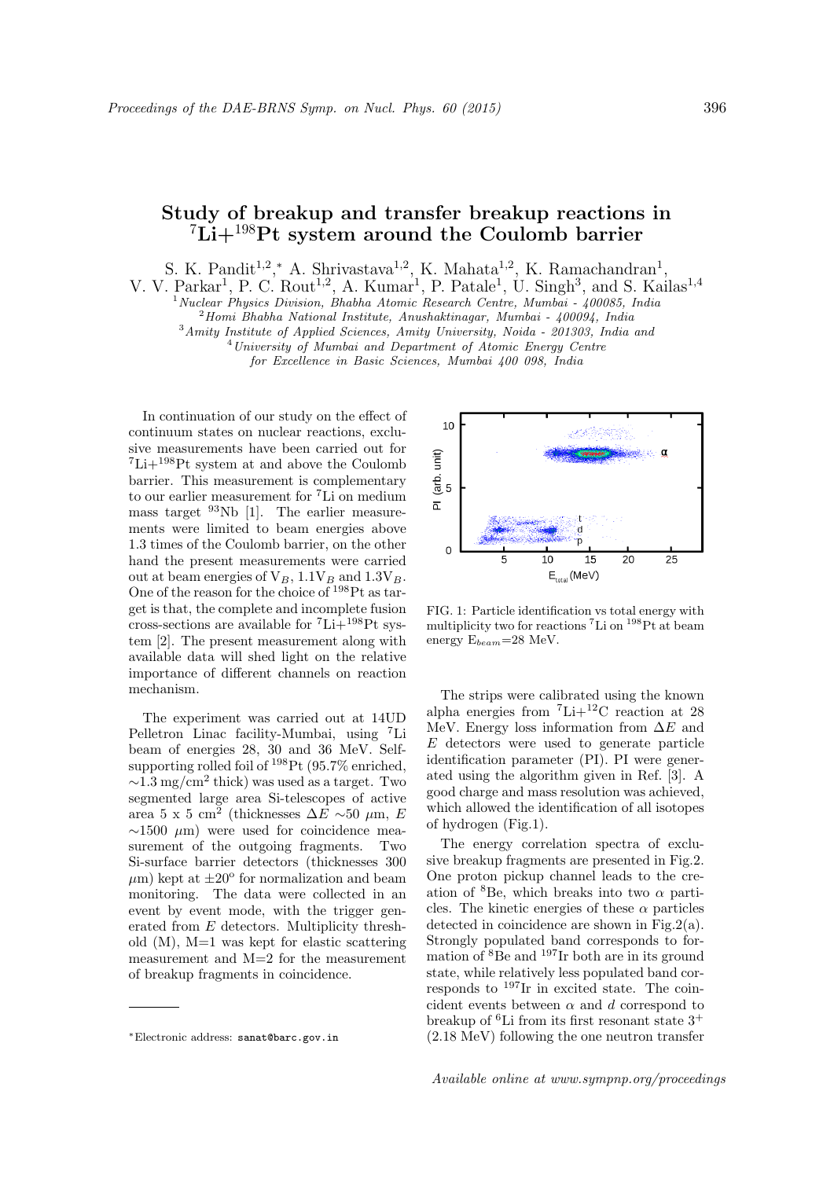# Study of breakup and transfer breakup reactions in $^{7}$Li+$^{198}$Pt system around the Coulomb barrier

S. K. Pandit[1,2,*], A. Shrivastava[1,2], K. Mahata[1,2], K. Ramachandran[1], V. V. Parkar[1], P. C. Rout[1,2], A. Kumar[1], P. Patale[1], U. Singh[3], and S. Kailas[1,4]

[1] *Nuclear Physics Division, Bhabha Atomic Research Centre, Mumbai - 400085, India*
[2] *Homi Bhabha National Institute, Anushaktinagar, Mumbai - 400094, India*
[3] *Amity Institute of Applied Sciences, Amity University, Noida - 201303, India and*
[4] *University of Mumbai and Department of Atomic Energy Centre for Excellence in Basic Sciences, Mumbai 400 098, India*

In continuation of our study on the effect of continuum states on nuclear reactions, exclusive measurements have been carried out for $^{7}$Li+$^{198}$Pt system at and above the Coulomb barrier. This measurement is complementary to our earlier measurement for $^{7}$Li on medium mass target $^{93}$Nb [1]. The earlier measurements were limited to beam energies above 1.3 times of the Coulomb barrier, on the other hand the present measurements were carried out at beam energies of $V_B$, $1.1V_B$ and $1.3V_B$. One of the reason for the choice of $^{198}$Pt as target is that, the complete and incomplete fusion cross-sections are available for $^{7}$Li+$^{198}$Pt system [2]. The present measurement along with available data will shed light on the relative importance of different channels on reaction mechanism.

The experiment was carried out at 14UD Pelletron Linac facility-Mumbai, using $^{7}$Li beam of energies 28, 30 and 36 MeV. Self-supporting rolled foil of $^{198}$Pt (95.7% enriched, $\sim$1.3 mg/cm$^2$ thick) was used as a target. Two segmented large area Si-telescopes of active area 5 x 5 cm$^2$ (thicknesses $\Delta E$ $\sim$50 $\mu$m, $E$ $\sim$1500 $\mu$m) were used for coincidence measurement of the outgoing fragments. Two Si-surface barrier detectors (thicknesses 300 $\mu$m) kept at $\pm20^{o}$ for normalization and beam monitoring. The data were collected in an event by event mode, with the trigger generated from $E$ detectors. Multiplicity threshold (M), M=1 was kept for elastic scattering measurement and M=2 for the measurement of breakup fragments in coincidence.

FIG. 1: Particle identification vs total energy with multiplicity two for reactions $^{7}$Li on $^{198}$Pt at beam energy $E_{beam}$=28 MeV.

The strips were calibrated using the known alpha energies from $^{7}$Li+$^{12}$C reaction at 28 MeV. Energy loss information from $\Delta E$ and $E$ detectors were used to generate particle identification parameter (PI). PI were generated using the algorithm given in Ref. [3]. A good charge and mass resolution was achieved, which allowed the identification of all isotopes of hydrogen (Fig.1).

The energy correlation spectra of exclusive breakup fragments are presented in Fig.2. One proton pickup channel leads to the creation of $^{8}$Be, which breaks into two $\alpha$ particles. The kinetic energies of these $\alpha$ particles detected in coincidence are shown in Fig.2(a). Strongly populated band corresponds to formation of $^{8}$Be and $^{197}$Ir both are in its ground state, while relatively less populated band corresponds to $^{197}$Ir in excited state. The coincident events between $\alpha$ and $d$ correspond to breakup of $^{6}$Li from its first resonant state $3^{+}$ (2.18 MeV) following the one neutron transfer

*Electronic address: sanat@barc.gov.in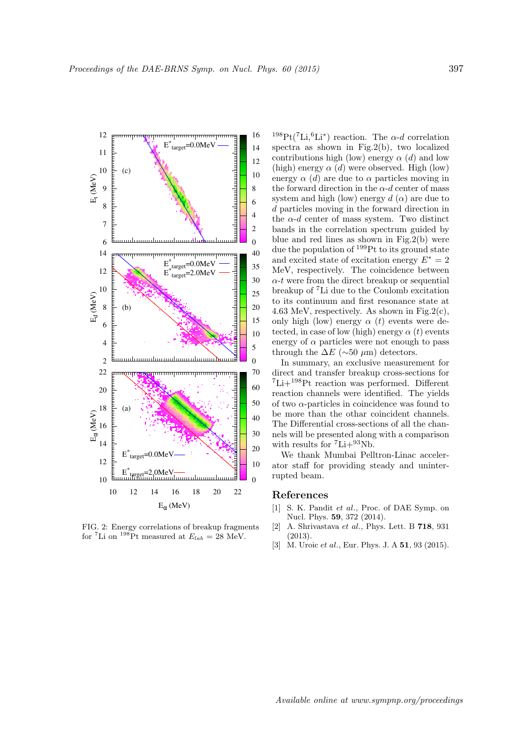12
11
10
9
8
7
6
E_t (MeV)
(c)
E*target=0.0MeV
16
14
12
10
8
6
4
2
0

14
12
10
8
6
4
2
E_d (MeV)
(b)
E*target=0.0MeV
E*target=2.0MeV
40
35
30
25
20
15
10
5
0

22
20
18
16
14
12
10
E_α (MeV)
(a)
E*target=0.0MeV
E*target=2.0MeV
70
60
50
40
30
20
10
0
10 12 14 16 18 20 22
E_α (MeV)

FIG. 2: Energy correlations of breakup fragments for $^{7}$Li on $^{198}$Pt measured at $E_{lab}$ = 28 MeV.

$^{198}$Pt($^{7}$Li,$^{6}$Li$^{*}$) reaction. The $\alpha$-$d$ correlation spectra as shown in Fig.2(b), two localized contributions high (low) energy $\alpha$ ($d$) and low (high) energy $\alpha$ ($d$) were observed. High (low) energy $\alpha$ ($d$) are due to $\alpha$ particles moving in the forward direction in the $\alpha$-$d$ center of mass system and high (low) energy $d$ ($\alpha$) are due to $d$ particles moving in the forward direction in the $\alpha$-$d$ center of mass system. Two distinct bands in the correlation spectrum guided by blue and red lines as shown in Fig.2(b) were due the population of $^{199}$Pt to its ground state and excited state of excitation energy $E^{*}$ = 2 MeV, respectively. The coincidence between $\alpha$-$t$ were from the direct breakup or sequential breakup of $^{7}$Li due to the Coulomb excitation to its continuum and first resonance state at 4.63 MeV, respectively. As shown in Fig.2(c), only high (low) energy $\alpha$ ($t$) events were detected, in case of low (high) energy $\alpha$ ($t$) events energy of $\alpha$ particles were not enough to pass through the $\Delta E$ (~50 $\mu$m) detectors.

In summary, an exclusive measurement for direct and transfer breakup cross-sections for $^{7}$Li+$^{198}$Pt reaction was performed. Different reaction channels were identified. The yields of two $\alpha$-particles in coincidence was found to be more than the othar coincident channels. The Differential cross-sections of all the channels will be presented along with a comparison with results for $^{7}$Li+$^{93}$Nb.

We thank Mumbai Pelltron-Linac accelerator staff for providing steady and uninterrupted beam.

## References

[1] S. K. Pandit *et al.*, Proc. of DAE Symp. on Nucl. Phys. **59**, 372 (2014).

[2] A. Shrivastava *et al.*, Phys. Lett. B **718**, 931 (2013).

[3] M. Uroic *et al.*, Eur. Phys. J. A **51**, 93 (2015).